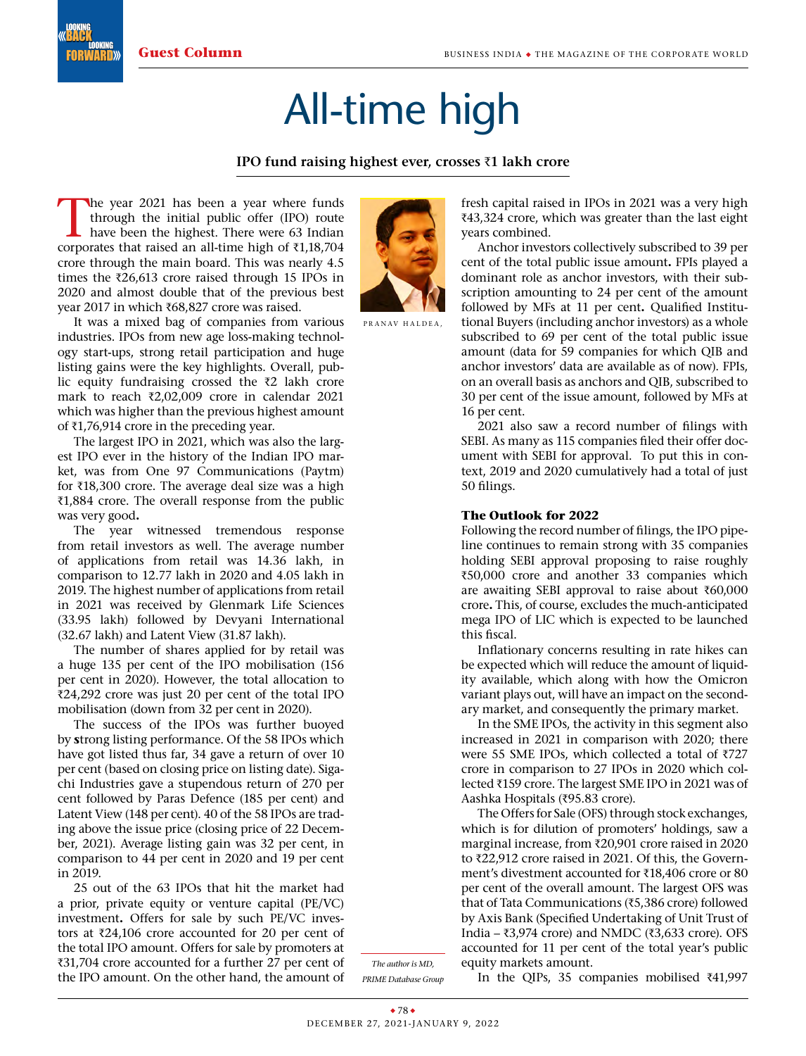# All-time high

**IPO fund raising highest ever, crosses ₹1 lakh crore**

The year 2021 has been a year where funds through the initial public offer (IPO) route have been the highest. There were 63 Indian corporates that raised an all-time high of ₹1,18,704 crore through the main board. This was nearly 4.5 times the ₹26,613 crore raised through 15 IPOs in 2020 and almost double that of the previous best year 2017 in which ₹68,827 crore was raised.

It was a mixed bag of companies from various industries. IPOs from new age loss-making technology start-ups, strong retail participation and huge listing gains were the key highlights. Overall, public equity fundraising crossed the ₹2 lakh crore mark to reach ₹2,02,009 crore in calendar 2021 which was higher than the previous highest amount of ₹1,76,914 crore in the preceding year.

The largest IPO in 2021, which was also the largest IPO ever in the history of the Indian IPO market, was from One 97 Communications (Paytm) for ₹18,300 crore. The average deal size was a high ₹1,884 crore. The overall response from the public was very good.

The year witnessed tremendous response from retail investors as well. The average number of applications from retail was 14.36 lakh, in comparison to 12.77 lakh in 2020 and 4.05 lakh in 2019. The highest number of applications from retail in 2021 was received by Glenmark Life Sciences (33.95 lakh) followed by Devyani International (32.67 lakh) and Latent View (31.87 lakh).

The number of shares applied for by retail was a huge 135 per cent of the IPO mobilisation (156 per cent in 2020). However, the total allocation to ₹24,292 crore was just 20 per cent of the total IPO mobilisation (down from 32 per cent in 2020).

The success of the IPOs was further buoyed by strong listing performance. Of the 58 IPOs which have got listed thus far, 34 gave a return of over 10 per cent (based on closing price on listing date). Sigachi Industries gave a stupendous return of 270 per cent followed by Paras Defence (185 per cent) and Latent View (148 per cent). 40 of the 58 IPOs are trading above the issue price (closing price of 22 December, 2021). Average listing gain was 32 per cent, in comparison to 44 per cent in 2020 and 19 per cent in 2019.

25 out of the 63 IPOs that hit the market had a prior, private equity or venture capital (PE/VC) investment. Offers for sale by such PE/VC investors at ₹24,106 crore accounted for 20 per cent of the total IPO amount. Offers for sale by promoters at ₹31,704 crore accounted for a further 27 per cent of the IPO amount. On the other hand, the amount of fresh capital raised in IPOs in 2021 was a very high ₹43,324 crore, which was greater than the last eight years combined.

Anchor investors collectively subscribed to 39 per cent of the total public issue amount. FPIs played a dominant role as anchor investors, with their subscription amounting to 24 per cent of the amount followed by MFs at 11 per cent. Qualified Institutional Buyers (including anchor investors) as a whole subscribed to 69 per cent of the total public issue amount (data for 59 companies for which QIB and anchor investors' data are available as of now). FPIs, on an overall basis as anchors and QIB, subscribed to 30 per cent of the issue amount, followed by MFs at 16 per cent.

2021 also saw a record number of filings with SEBI. As many as 115 companies filed their offer document with SEBI for approval. To put this in context, 2019 and 2020 cumulatively had a total of just 50 filings.

### The Outlook for 2022

Following the record number of filings, the IPO pipeline continues to remain strong with 35 companies holding SEBI approval proposing to raise roughly ₹50,000 crore and another 33 companies which are awaiting SEBI approval to raise about ₹60,000 crore. This, of course, excludes the much-anticipated mega IPO of LIC which is expected to be launched this fiscal.

Inflationary concerns resulting in rate hikes can be expected which will reduce the amount of liquidity available, which along with how the Omicron variant plays out, will have an impact on the secondary market, and consequently the primary market.

In the SME IPOs, the activity in this segment also increased in 2021 in comparison with 2020; there were 55 SME IPOs, which collected a total of ₹727 crore in comparison to 27 IPOs in 2020 which collected ₹159 crore. The largest SME IPO in 2021 was of Aashka Hospitals (₹95.83 crore).

The Offers for Sale (OFS) through stock exchanges, which is for dilution of promoters' holdings, saw a marginal increase, from ₹20,901 crore raised in 2020 to ₹22,912 crore raised in 2021. Of this, the Government's divestment accounted for ₹18,406 crore or 80 per cent of the overall amount. The largest OFS was that of Tata Communications (₹5,386 crore) followed by Axis Bank (Specified Undertaking of Unit Trust of India – ₹3,974 crore) and NMDC (₹3,633 crore). OFS accounted for 11 per cent of the total year's public equity markets amount.

In the QIPs, 35 companies mobilised ₹41,997

PRANAV HALDEA,

*The author is MD, PRIME Database Group*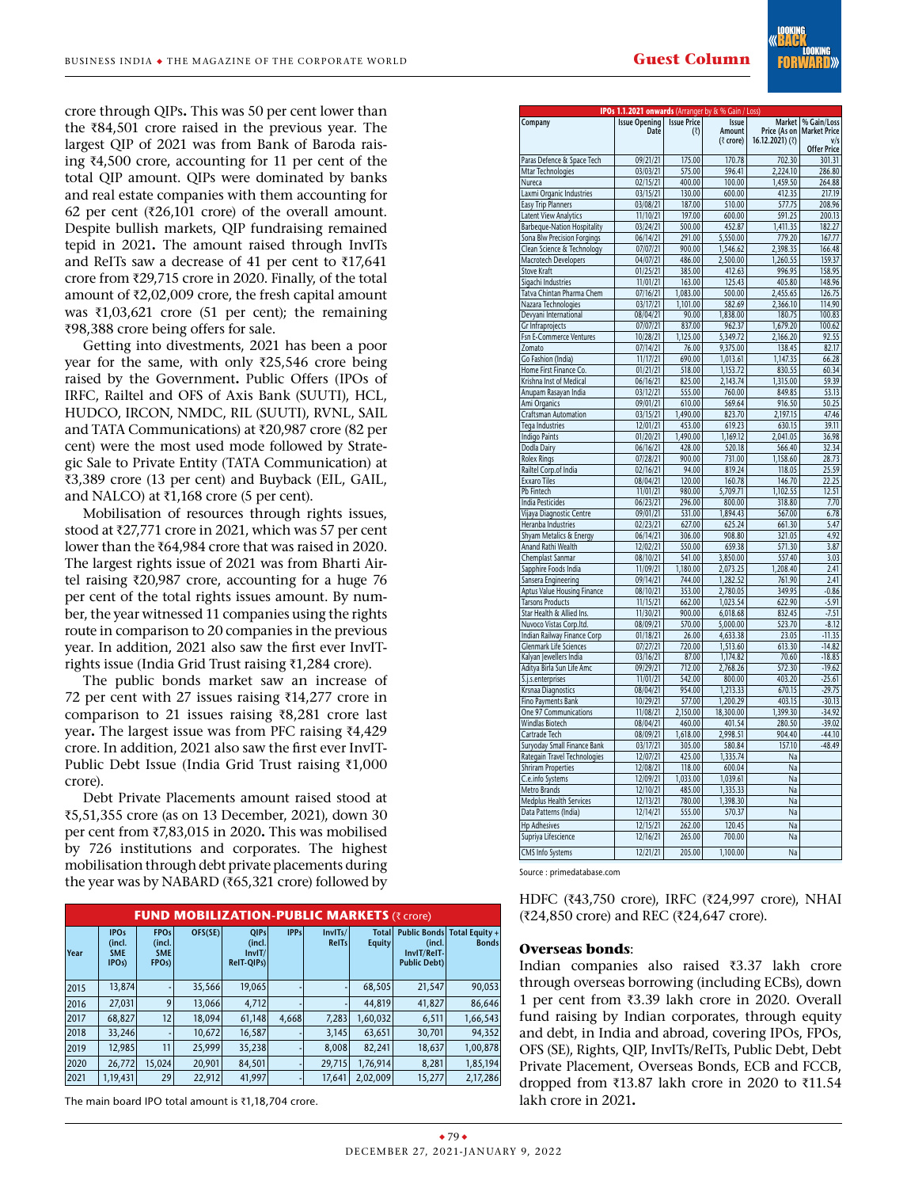crore through QIPs**.** This was 50 per cent lower than the ₹84,501 crore raised in the previous year. The largest QIP of 2021 was from Bank of Baroda raising ₹4,500 crore, accounting for 11 per cent of the total QIP amount. QIPs were dominated by banks and real estate companies with them accounting for 62 per cent (₹26,101 crore) of the overall amount. Despite bullish markets, QIP fundraising remained tepid in 2021**.** The amount raised through InvITs and ReITs saw a decrease of 41 per cent to ₹17,641 crore from ₹29,715 crore in 2020. Finally, of the total amount of ₹2,02,009 crore, the fresh capital amount was ₹1,03,621 crore (51 per cent); the remaining ₹98,388 crore being offers for sale.

Getting into divestments, 2021 has been a poor year for the same, with only ₹25,546 crore being raised by the Government**.** Public Offers (IPOs of IRFC, Railtel and OFS of Axis Bank (SUUTI), HCL, HUDCO, IRCON, NMDC, RIL (SUUTI), RVNL, SAIL and TATA Communications) at ₹20,987 crore (82 per cent) were the most used mode followed by Strategic Sale to Private Entity (TATA Communication) at ₹3,389 crore (13 per cent) and Buyback (EIL, GAIL, and NALCO) at ₹1,168 crore (5 per cent).

Mobilisation of resources through rights issues, stood at ₹27,771 crore in 2021, which was 57 per cent lower than the ₹64,984 crore that was raised in 2020. The largest rights issue of 2021 was from Bharti Airtel raising ₹20,987 crore, accounting for a huge 76 per cent of the total rights issues amount. By number, the year witnessed 11 companies using the rights route in comparison to 20 companies in the previous year. In addition, 2021 also saw the first ever InvIT-rights issue (India Grid Trust raising ₹1,284 crore).

The public bonds market saw an increase of 72 per cent with 27 issues raising ₹14,277 crore in comparison to 21 issues raising ₹8,281 crore last year**.** The largest issue was from PFC raising ₹4,429 crore. In addition, 2021 also saw the first ever InvIT-Public Debt Issue (India Grid Trust raising ₹1,000 crore).

Debt Private Placements amount raised stood at ₹5,51,355 crore (as on 13 December, 2021), down 30 per cent from ₹7,83,015 in 2020**.** This was mobilised by 726 institutions and corporates. The highest mobilisation through debt private placements during the year was by NABARD (₹65,321 crore) followed by HDFC (₹43,750 crore), IRFC (₹24,997 crore), NHAI (₹24,850 crore) and REC (₹24,647 crore).

**FUND MOBILIZATION-PUBLIC MARKETS** (₹ crore)

| Year | IPOs (incl. SME IPOs) | FPOs (incl. SME FPOs) | OFS(SE) | QIPs (incl. InvIT/ ReIT-QIPs) | IPPs | InvITs/ ReITs | Total Equity | Public Bonds (incl. InvIT/ReIT-Public Debt) | Total Equity + Bonds |
|---|---|---|---|---|---|---|---|---|---|
| 2015 | 13,874 | - | 35,566 | 19,065 | - | - | 68,505 | 21,547 | 90,053 |
| 2016 | 27,031 | 9 | 13,066 | 4,712 | - | - | 44,819 | 41,827 | 86,646 |
| 2017 | 68,827 | 12 | 18,094 | 61,148 | 4,668 | 7,283 | 1,60,032 | 6,511 | 1,66,543 |
| 2018 | 33,246 | - | 10,672 | 16,587 | - | 3,145 | 63,651 | 30,701 | 94,352 |
| 2019 | 12,985 | 11 | 25,999 | 35,238 | - | 8,008 | 82,241 | 18,637 | 1,00,878 |
| 2020 | 26,772 | 15,024 | 20,901 | 84,501 | - | 29,715 | 1,76,914 | 8,281 | 1,85,194 |
| 2021 | 1,19,431 | 29 | 22,912 | 41,997 | - | 17,641 | 2,02,009 | 15,277 | 2,17,286 |

The main board IPO total amount is ₹1,18,704 crore.

**IPOs 1.1.2021 onwards** (Arranger by & % Gain / Loss)

| Company | Issue Opening Date | Issue Price (₹) | Issue Amount (₹ crore) | Market Price (As on 16.12.2021) (₹) | % Gain/Loss Market Price v/s Offer Price |
|---|---|---|---|---|---|
| Paras Defence & Space Tech | 09/21/21 | 175.00 | 170.78 | 702.30 | 301.31 |
| Mtar Technologies | 03/03/21 | 575.00 | 596.41 | 2,224.10 | 286.80 |
| Nureca | 02/15/21 | 400.00 | 100.00 | 1,459.50 | 264.88 |
| Laxmi Organic Industries | 03/15/21 | 130.00 | 600.00 | 412.35 | 217.19 |
| Easy Trip Planners | 03/08/21 | 187.00 | 510.00 | 577.75 | 208.96 |
| Latent View Analytics | 11/10/21 | 197.00 | 600.00 | 591.25 | 200.13 |
| Barbeque-Nation Hospitality | 03/24/21 | 500.00 | 452.87 | 1,411.35 | 182.27 |
| Sona Blw Precision Forgings | 06/14/21 | 291.00 | 5,550.00 | 779.20 | 167.77 |
| Clean Science & Technology | 07/07/21 | 900.00 | 1,546.62 | 2,398.35 | 166.48 |
| Macrotech Developers | 04/07/21 | 486.00 | 2,500.00 | 1,260.55 | 159.37 |
| Stove Kraft | 01/25/21 | 385.00 | 412.63 | 996.95 | 158.95 |
| Sigachi Industries | 11/01/21 | 163.00 | 125.43 | 405.80 | 148.96 |
| Tatva Chintan Pharma Chem | 07/16/21 | 1,083.00 | 500.00 | 2,455.65 | 126.75 |
| Nazara Technologies | 03/17/21 | 1,101.00 | 582.69 | 2,366.10 | 114.90 |
| Devyani International | 08/04/21 | 90.00 | 1,838.00 | 180.75 | 100.83 |
| Gr Infraprojects | 07/07/21 | 837.00 | 962.37 | 1,679.20 | 100.62 |
| Fsn E-Commerce Ventures | 10/28/21 | 1,125.00 | 5,349.72 | 2,166.20 | 92.55 |
| Zomato | 07/14/21 | 76.00 | 9,375.00 | 138.45 | 82.17 |
| Go Fashion (India) | 11/17/21 | 690.00 | 1,013.61 | 1,147.35 | 66.28 |
| Home First Finance Co. | 01/21/21 | 518.00 | 1,153.72 | 830.55 | 60.34 |
| Krishna Inst of Medical | 06/16/21 | 825.00 | 2,143.74 | 1,315.00 | 59.39 |
| Anupam Rasayan India | 03/12/21 | 555.00 | 760.00 | 849.85 | 53.13 |
| Ami Organics | 09/01/21 | 610.00 | 569.64 | 916.50 | 50.25 |
| Craftsman Automation | 03/15/21 | 1,490.00 | 823.70 | 2,197.15 | 47.46 |
| Tega Industries | 12/01/21 | 453.00 | 619.23 | 630.15 | 39.11 |
| Indigo Paints | 01/20/21 | 1,490.00 | 1,169.12 | 2,041.05 | 36.98 |
| Dodla Dairy | 06/16/21 | 428.00 | 520.18 | 566.40 | 32.34 |
| Rolex Rings | 07/28/21 | 900.00 | 731.00 | 1,158.60 | 28.73 |
| Railtel Corp.of India | 02/16/21 | 94.00 | 819.24 | 118.05 | 25.59 |
| Exxaro Tiles | 08/04/21 | 120.00 | 160.78 | 146.70 | 22.25 |
| Pb Fintech | 11/01/21 | 980.00 | 5,709.71 | 1,102.55 | 12.51 |
| India Pesticides | 06/23/21 | 296.00 | 800.00 | 318.80 | 7.70 |
| Vijaya Diagnostic Centre | 09/01/21 | 531.00 | 1,894.43 | 567.00 | 6.78 |
| Heranba Industries | 02/23/21 | 627.00 | 625.24 | 661.30 | 5.47 |
| Shyam Metalics & Energy | 06/14/21 | 306.00 | 908.80 | 321.05 | 4.92 |
| Anand Rathi Wealth | 12/02/21 | 550.00 | 659.38 | 571.30 | 3.87 |
| Chemplast Sanmar | 08/10/21 | 541.00 | 3,850.00 | 557.40 | 3.03 |
| Sapphire Foods India | 11/09/21 | 1,180.00 | 2,073.25 | 1,208.40 | 2.41 |
| Sansera Engineering | 09/14/21 | 744.00 | 1,282.52 | 761.90 | 2.41 |
| Aptus Value Housing Finance | 08/10/21 | 353.00 | 2,780.05 | 349.95 | -0.86 |
| Tarsons Products | 11/15/21 | 662.00 | 1,023.54 | 622.90 | -5.91 |
| Star Health & Allied Ins. | 11/30/21 | 900.00 | 6,018.68 | 832.45 | -7.51 |
| Nuvoco Vistas Corp.ltd. | 08/09/21 | 570.00 | 5,000.00 | 523.70 | -8.12 |
| Indian Railway Finance Corp | 01/18/21 | 26.00 | 4,633.38 | 23.05 | -11.35 |
| Glenmark Life Sciences | 07/27/21 | 720.00 | 1,513.60 | 613.30 | -14.82 |
| Kalyan Jewellers India | 03/16/21 | 87.00 | 1,174.82 | 70.60 | -18.85 |
| Aditya Birla Sun Life Amc | 09/29/21 | 712.00 | 2,768.26 | 572.30 | -19.62 |
| S.j.s.enterprises | 11/01/21 | 542.00 | 800.00 | 403.20 | -25.61 |
| Krsnaa Diagnostics | 08/04/21 | 954.00 | 1,213.33 | 670.15 | -29.75 |
| Fino Payments Bank | 10/29/21 | 577.00 | 1,200.29 | 403.15 | -30.13 |
| One 97 Communications | 11/08/21 | 2,150.00 | 18,300.00 | 1,399.30 | -34.92 |
| Windlas Biotech | 08/04/21 | 460.00 | 401.54 | 280.50 | -39.02 |
| Cartrade Tech | 08/09/21 | 1,618.00 | 2,998.51 | 904.40 | -44.10 |
| Suryoday Small Finance Bank | 03/17/21 | 305.00 | 580.84 | 157.10 | -48.49 |
| Rategain Travel Technologies | 12/07/21 | 425.00 | 1,335.74 | Na | |
| Shriram Properties | 12/08/21 | 118.00 | 600.04 | Na | |
| C.e.info Systems | 12/09/21 | 1,033.00 | 1,039.61 | Na | |
| Metro Brands | 12/10/21 | 485.00 | 1,335.33 | Na | |
| Medplus Health Services | 12/13/21 | 780.00 | 1,398.30 | Na | |
| Data Patterns (India) | 12/14/21 | 555.00 | 570.37 | Na | |
| Hp Adhesives | 12/15/21 | 262.00 | 120.45 | Na | |
| Supriya Lifescience | 12/16/21 | 265.00 | 700.00 | Na | |
| CMS Info Systems | 12/21/21 | 205.00 | 1,100.00 | Na | |

Source : primedatabase.com

### Overseas bonds:

Indian companies also raised ₹3.37 lakh crore through overseas borrowing (including ECBs), down 1 per cent from ₹3.39 lakh crore in 2020. Overall fund raising by Indian corporates, through equity and debt, in India and abroad, covering IPOs, FPOs, OFS (SE), Rights, QIP, InvITs/ReITs, Public Debt, Debt Private Placement, Overseas Bonds, ECB and FCCB, dropped from ₹13.87 lakh crore in 2020 to ₹11.54 lakh crore in 2021**.**